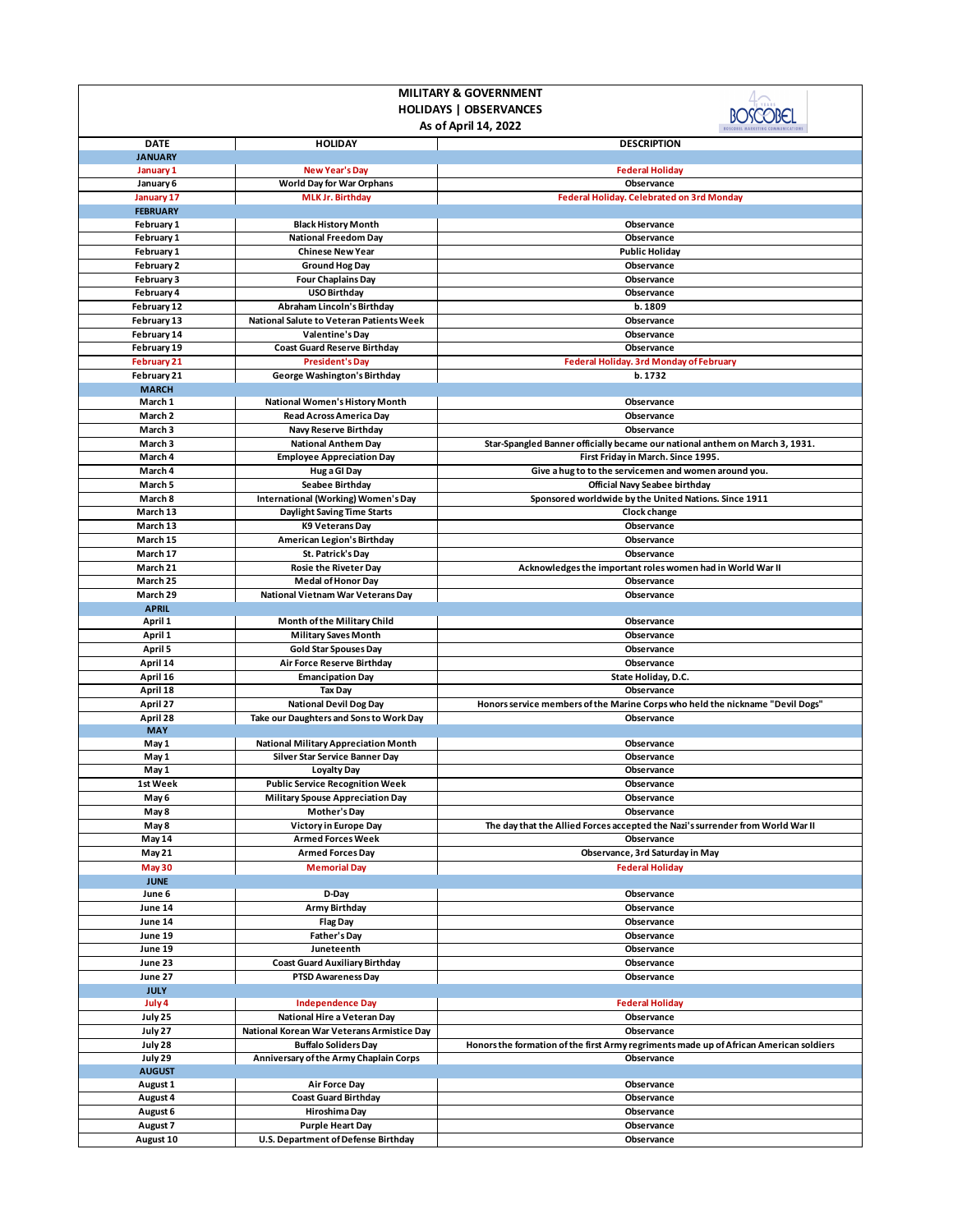# MILITARY & GOVERNMENT HOLIDAYS | OBSERVANCES

As of April 14, 2022

| DATE | HOLIDAY | DESCRIPTION |
|---|---|---|
| **JANUARY** | | |
| January 1 | New Year's Day | Federal Holiday |
| January 6 | World Day for War Orphans | Observance |
| January 17 | MLK Jr. Birthday | Federal Holiday. Celebrated on 3rd Monday |
| **FEBRUARY** | | |
| February 1 | Black History Month | Observance |
| February 1 | National Freedom Day | Observance |
| February 1 | Chinese New Year | Public Holiday |
| February 2 | Ground Hog Day | Observance |
| February 3 | Four Chaplains Day | Observance |
| February 4 | USO Birthday | Observance |
| February 12 | Abraham Lincoln's Birthday | b. 1809 |
| February 13 | National Salute to Veteran Patients Week | Observance |
| February 14 | Valentine's Day | Observance |
| February 19 | Coast Guard Reserve Birthday | Observance |
| February 21 | President's Day | Federal Holiday. 3rd Monday of February |
| February 21 | George Washington's Birthday | b. 1732 |
| **MARCH** | | |
| March 1 | National Women's History Month | Observance |
| March 2 | Read Across America Day | Observance |
| March 3 | Navy Reserve Birthday | Observance |
| March 3 | National Anthem Day | Star-Spangled Banner officially became our national anthem on March 3, 1931. |
| March 4 | Employee Appreciation Day | First Friday in March. Since 1995. |
| March 4 | Hug a GI Day | Give a hug to to the servicemen and women around you. |
| March 5 | Seabee Birthday | Official Navy Seabee birthday |
| March 8 | International (Working) Women's Day | Sponsored worldwide by the United Nations. Since 1911 |
| March 13 | Daylight Saving Time Starts | Clock change |
| March 13 | K9 Veterans Day | Observance |
| March 15 | American Legion's Birthday | Observance |
| March 17 | St. Patrick's Day | Observance |
| March 21 | Rosie the Riveter Day | Acknowledges the important roles women had in World War II |
| March 25 | Medal of Honor Day | Observance |
| March 29 | National Vietnam War Veterans Day | Observance |
| **APRIL** | | |
| April 1 | Month of the Military Child | Observance |
| April 1 | Military Saves Month | Observance |
| April 5 | Gold Star Spouses Day | Observance |
| April 14 | Air Force Reserve Birthday | Observance |
| April 16 | Emancipation Day | State Holiday, D.C. |
| April 18 | Tax Day | Observance |
| April 27 | National Devil Dog Day | Honors service members of the Marine Corps who held the nickname "Devil Dogs" |
| April 28 | Take our Daughters and Sons to Work Day | Observance |
| **MAY** | | |
| May 1 | National Military Appreciation Month | Observance |
| May 1 | Silver Star Service Banner Day | Observance |
| May 1 | Loyalty Day | Observance |
| 1st Week | Public Service Recognition Week | Observance |
| May 6 | Military Spouse Appreciation Day | Observance |
| May 8 | Mother's Day | Observance |
| May 8 | Victory in Europe Day | The day that the Allied Forces accepted the Nazi's surrender from World War II |
| May 14 | Armed Forces Week | Observance |
| May 21 | Armed Forces Day | Observance, 3rd Saturday in May |
| May 30 | Memorial Day | Federal Holiday |
| **JUNE** | | |
| June 6 | D-Day | Observance |
| June 14 | Army Birthday | Observance |
| June 14 | Flag Day | Observance |
| June 19 | Father's Day | Observance |
| June 19 | Juneteenth | Observance |
| June 23 | Coast Guard Auxiliary Birthday | Observance |
| June 27 | PTSD Awareness Day | Observance |
| **JULY** | | |
| July 4 | Independence Day | Federal Holiday |
| July 25 | National Hire a Veteran Day | Observance |
| July 27 | National Korean War Veterans Armistice Day | Observance |
| July 28 | Buffalo Soliders Day | Honors the formation of the first Army regriments made up of African American soldiers |
| July 29 | Anniversary of the Army Chaplain Corps | Observance |
| **AUGUST** | | |
| August 1 | Air Force Day | Observance |
| August 4 | Coast Guard Birthday | Observance |
| August 6 | Hiroshima Day | Observance |
| August 7 | Purple Heart Day | Observance |
| August 10 | U.S. Department of Defense Birthday | Observance |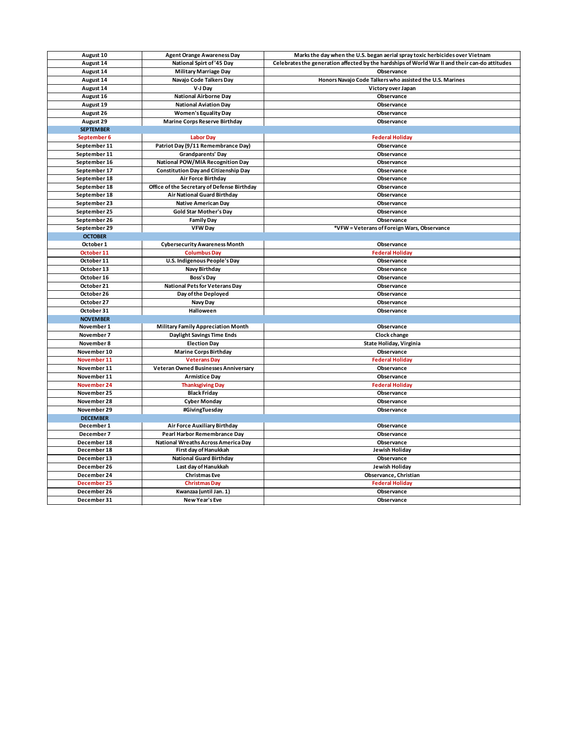| | | |
|---|---|---|
| August 10 | Agent Orange Awareness Day | Marks the day when the U.S. began aerial spray toxic herbicides over Vietnam |
| August 14 | National Spirt of '45 Day | Celebrates the generation affected by the hardships of World War II and their can-do attitudes |
| August 14 | Military Marriage Day | Observance |
| August 14 | Navajo Code Talkers Day | Honors Navajo Code Talkers who assisted the U.S. Marines |
| August 14 | V-J Day | Victory over Japan |
| August 16 | National Airborne Day | Observance |
| August 19 | National Aviation Day | Observance |
| August 26 | Women's Equality Day | Observance |
| August 29 | Marine Corps Reserve Birthday | Observance |
| **SEPTEMBER** | | |
| September 6 | Labor Day | Federal Holiday |
| September 11 | Patriot Day (9/11 Remembrance Day) | Observance |
| September 11 | Grandparents' Day | Observance |
| September 16 | National POW/MIA Recognition Day | Observance |
| September 17 | Constitution Day and Citizenship Day | Observance |
| September 18 | Air Force Birthday | Observance |
| September 18 | Office of the Secretary of Defense Birthday | Observance |
| September 18 | Air National Guard Birthday | Observance |
| September 23 | Native American Day | Observance |
| September 25 | Gold Star Mother's Day | Observance |
| September 26 | Family Day | Observance |
| September 29 | VFW Day | *VFW = Veterans of Foreign Wars, Observance |
| **OCTOBER** | | |
| October 1 | Cybersecurity Awareness Month | Observance |
| October 11 | Columbus Day | Federal Holiday |
| October 11 | U.S. Indigenous People's Day | Observance |
| October 13 | Navy Birthday | Observance |
| October 16 | Boss's Day | Observance |
| October 21 | National Pets for Veterans Day | Observance |
| October 26 | Day of the Deployed | Observance |
| October 27 | Navy Day | Observance |
| October 31 | Halloween | Observance |
| **NOVEMBER** | | |
| November 1 | Military Family Appreciation Month | Observance |
| November 7 | Daylight Savings Time Ends | Clock change |
| November 8 | Election Day | State Holiday, Virginia |
| November 10 | Marine Corps Birthday | Observance |
| November 11 | Veterans Day | Federal Holiday |
| November 11 | Veteran Owned Businesses Anniversary | Observance |
| November 11 | Armistice Day | Observance |
| November 24 | Thanksgiving Day | Federal Holiday |
| November 25 | Black Friday | Observance |
| November 28 | Cyber Monday | Observance |
| November 29 | #GivingTuesday | Observance |
| **DECEMBER** | | |
| December 1 | Air Force Auxiliary Birthday | Observance |
| December 7 | Pearl Harbor Remembrance Day | Observance |
| December 18 | National Wreaths Across America Day | Observance |
| December 18 | First day of Hanukkah | Jewish Holiday |
| December 13 | National Guard Birthday | Observance |
| December 26 | Last day of Hanukkah | Jewish Holiday |
| December 24 | Christmas Eve | Observance, Christian |
| December 25 | Christmas Day | Federal Holiday |
| December 26 | Kwanzaa (until Jan. 1) | Observance |
| December 31 | New Year's Eve | Observance |